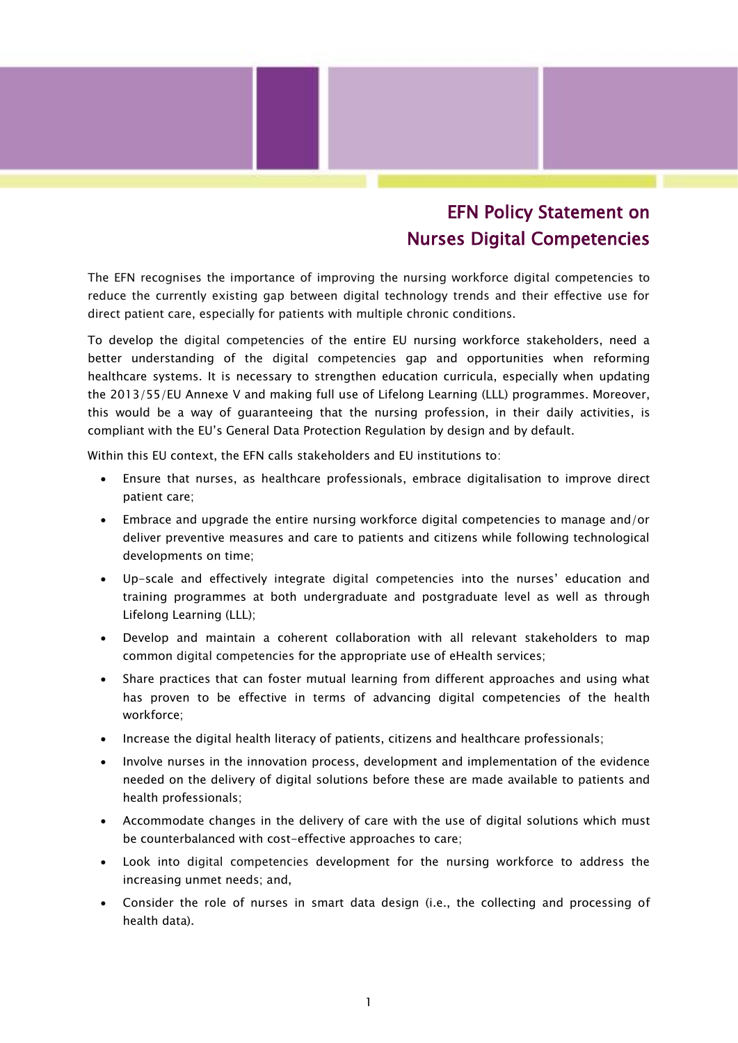# EFN Policy Statement on Nurses Digital Competencies

The EFN recognises the importance of improving the nursing workforce digital competencies to reduce the currently existing gap between digital technology trends and their effective use for direct patient care, especially for patients with multiple chronic conditions.

To develop the digital competencies of the entire EU nursing workforce stakeholders, need a better understanding of the digital competencies gap and opportunities when reforming healthcare systems. It is necessary to strengthen education curricula, especially when updating the 2013/55/EU Annexe V and making full use of Lifelong Learning (LLL) programmes. Moreover, this would be a way of guaranteeing that the nursing profession, in their daily activities, is compliant with the EU's General Data Protection Regulation by design and by default.

Within this EU context, the EFN calls stakeholders and EU institutions to:

- Ensure that nurses, as healthcare professionals, embrace digitalisation to improve direct patient care;
- Embrace and upgrade the entire nursing workforce digital competencies to manage and/or deliver preventive measures and care to patients and citizens while following technological developments on time;
- Up-scale and effectively integrate digital competencies into the nurses' education and training programmes at both undergraduate and postgraduate level as well as through Lifelong Learning (LLL);
- Develop and maintain a coherent collaboration with all relevant stakeholders to map common digital competencies for the appropriate use of eHealth services;
- Share practices that can foster mutual learning from different approaches and using what has proven to be effective in terms of advancing digital competencies of the health workforce;
- Increase the digital health literacy of patients, citizens and healthcare professionals;
- Involve nurses in the innovation process, development and implementation of the evidence needed on the delivery of digital solutions before these are made available to patients and health professionals;
- Accommodate changes in the delivery of care with the use of digital solutions which must be counterbalanced with cost-effective approaches to care;
- Look into digital competencies development for the nursing workforce to address the increasing unmet needs; and,
- Consider the role of nurses in smart data design (i.e., the collecting and processing of health data).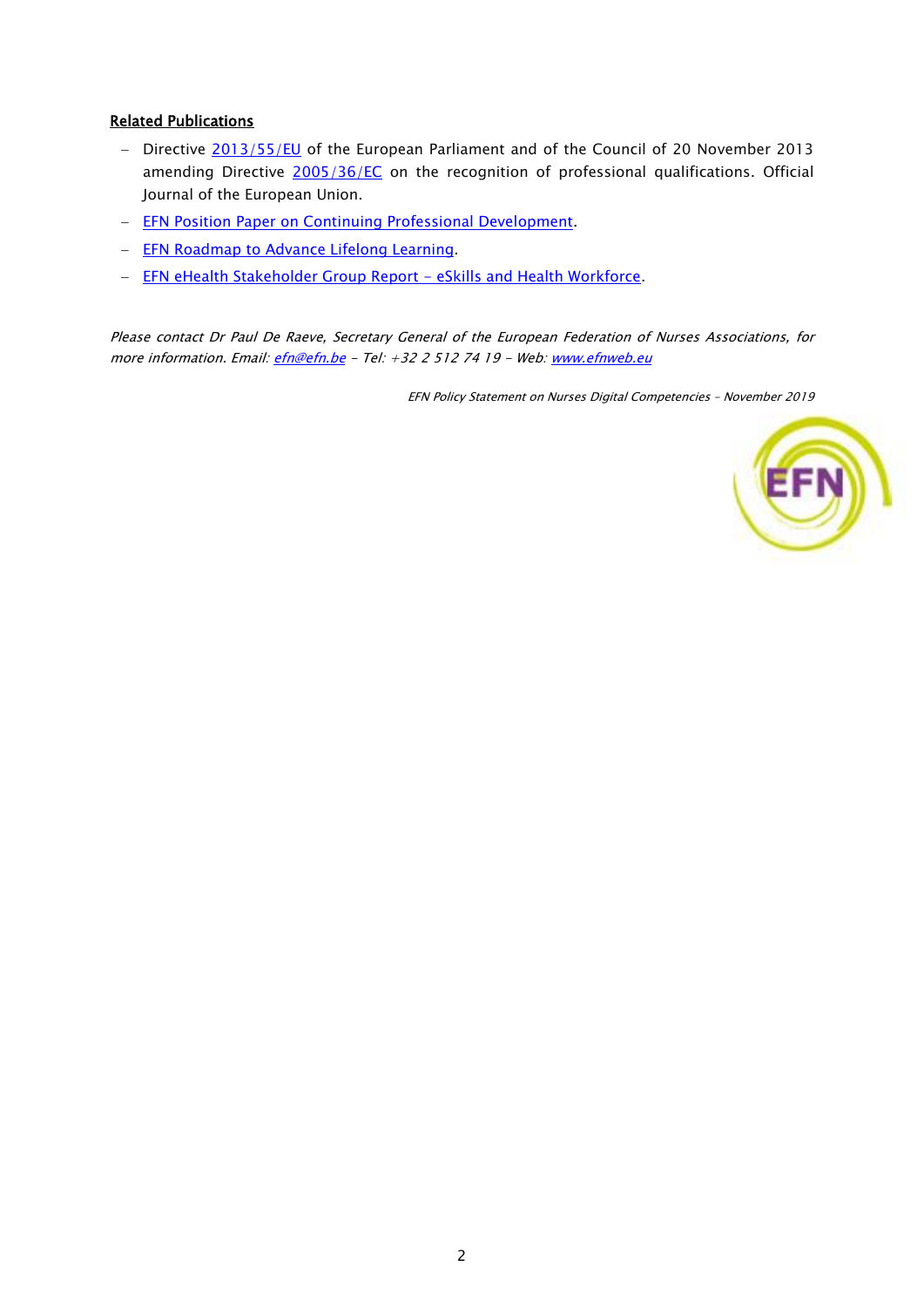**Related Publications**

- Directive 2013/55/EU of the European Parliament and of the Council of 20 November 2013 amending Directive 2005/36/EC on the recognition of professional qualifications. Official Journal of the European Union.
- EFN Position Paper on Continuing Professional Development.
- EFN Roadmap to Advance Lifelong Learning.
- EFN eHealth Stakeholder Group Report – eSkills and Health Workforce.

*Please contact Dr Paul De Raeve, Secretary General of the European Federation of Nurses Associations, for more information. Email: efn@efn.be – Tel: +32 2 512 74 19 – Web: www.efnweb.eu*

*EFN Policy Statement on Nurses Digital Competencies – November 2019*